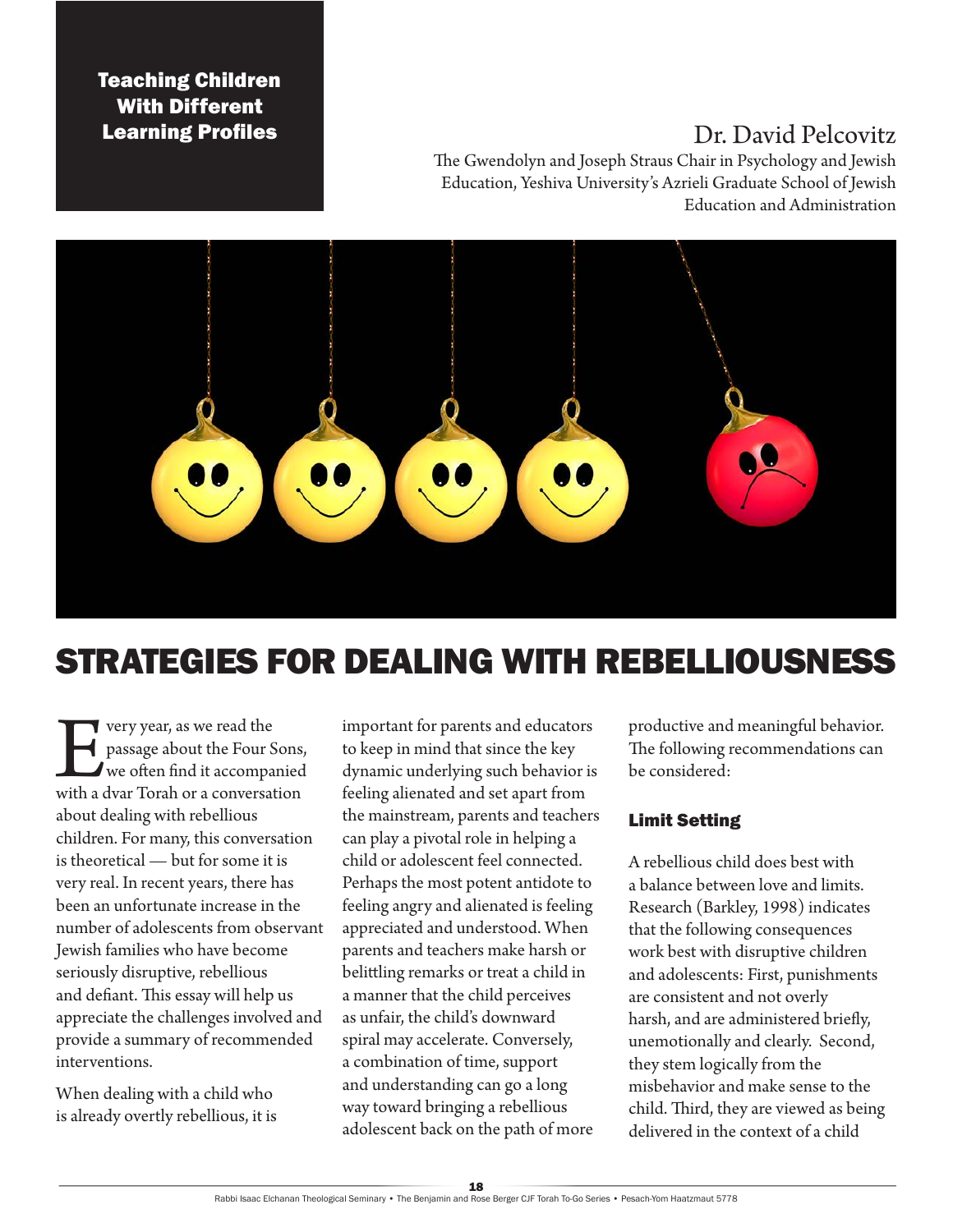**Teaching Children With Different Learning Profiles**

Dr. David Pelcovitz

The Gwendolyn and Joseph Straus Chair in Psychology and Jewish Education, Yeshiva University's Azrieli Graduate School of Jewish Education and Administration

# STRATEGIES FOR DEALING WITH REBELLIOUSNESS

Every year, as we read the passage about the Four Sons, we often find it accompanied with a dvar Torah or a conversation about dealing with rebellious children. For many, this conversation is theoretical — but for some it is very real. In recent years, there has been an unfortunate increase in the number of adolescents from observant Jewish families who have become seriously disruptive, rebellious and defiant. This essay will help us appreciate the challenges involved and provide a summary of recommended interventions.

When dealing with a child who is already overtly rebellious, it is important for parents and educators to keep in mind that since the key dynamic underlying such behavior is feeling alienated and set apart from the mainstream, parents and teachers can play a pivotal role in helping a child or adolescent feel connected. Perhaps the most potent antidote to feeling angry and alienated is feeling appreciated and understood. When parents and teachers make harsh or belittling remarks or treat a child in a manner that the child perceives as unfair, the child's downward spiral may accelerate. Conversely, a combination of time, support and understanding can go a long way toward bringing a rebellious adolescent back on the path of more productive and meaningful behavior. The following recommendations can be considered:

### Limit Setting

A rebellious child does best with a balance between love and limits. Research (Barkley, 1998) indicates that the following consequences work best with disruptive children and adolescents: First, punishments are consistent and not overly harsh, and are administered briefly, unemotionally and clearly. Second, they stem logically from the misbehavior and make sense to the child. Third, they are viewed as being delivered in the context of a child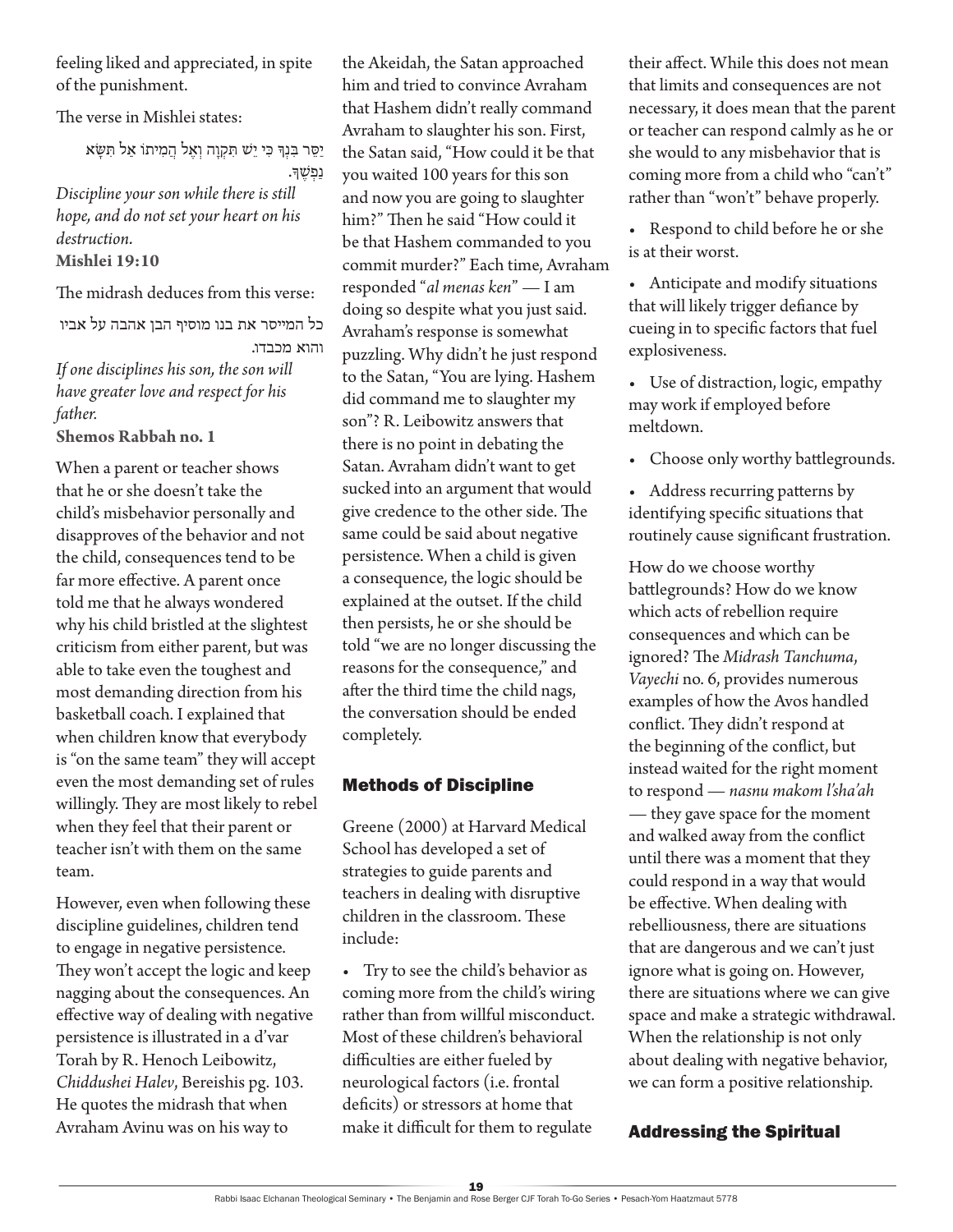feeling liked and appreciated, in spite of the punishment.

The verse in Mishlei states:

יַסֵּר בִּנְךָ כִּי יֵשׁ תִּקְוָה וְאֶל הֲמִיתוֹ אַל תִּשָּׂא נַפְשֶׁךָ.

*Discipline your son while there is still hope, and do not set your heart on his destruction.*
**Mishlei 19:10**

The midrash deduces from this verse:

כל המייסר את בנו מוסיף הבן אהבה על אביו והוא מכבדו.

*If one disciplines his son, the son will have greater love and respect for his father.*
**Shemos Rabbah no. 1**

When a parent or teacher shows that he or she doesn't take the child's misbehavior personally and disapproves of the behavior and not the child, consequences tend to be far more effective. A parent once told me that he always wondered why his child bristled at the slightest criticism from either parent, but was able to take even the toughest and most demanding direction from his basketball coach. I explained that when children know that everybody is "on the same team" they will accept even the most demanding set of rules willingly. They are most likely to rebel when they feel that their parent or teacher isn't with them on the same team.

However, even when following these discipline guidelines, children tend to engage in negative persistence. They won't accept the logic and keep nagging about the consequences. An effective way of dealing with negative persistence is illustrated in a d'var Torah by R. Henoch Leibowitz, *Chiddushei Halev*, Bereishis pg. 103. He quotes the midrash that when Avraham Avinu was on his way to the Akeidah, the Satan approached him and tried to convince Avraham that Hashem didn't really command Avraham to slaughter his son. First, the Satan said, "How could it be that you waited 100 years for this son and now you are going to slaughter him?" Then he said "How could it be that Hashem commanded to you commit murder?" Each time, Avraham responded "*al menas ken*" — I am doing so despite what you just said. Avraham's response is somewhat puzzling. Why didn't he just respond to the Satan, "You are lying. Hashem did command me to slaughter my son"? R. Leibowitz answers that there is no point in debating the Satan. Avraham didn't want to get sucked into an argument that would give credence to the other side. The same could be said about negative persistence. When a child is given a consequence, the logic should be explained at the outset. If the child then persists, he or she should be told "we are no longer discussing the reasons for the consequence," and after the third time the child nags, the conversation should be ended completely.

## Methods of Discipline

Greene (2000) at Harvard Medical School has developed a set of strategies to guide parents and teachers in dealing with disruptive children in the classroom. These include:

- Try to see the child's behavior as coming more from the child's wiring rather than from willful misconduct. Most of these children's behavioral difficulties are either fueled by neurological factors (i.e. frontal deficits) or stressors at home that make it difficult for them to regulate their affect. While this does not mean that limits and consequences are not necessary, it does mean that the parent or teacher can respond calmly as he or she would to any misbehavior that is coming more from a child who "can't" rather than "won't" behave properly.
- Respond to child before he or she is at their worst.
- Anticipate and modify situations that will likely trigger defiance by cueing in to specific factors that fuel explosiveness.
- Use of distraction, logic, empathy may work if employed before meltdown.
- Choose only worthy battlegrounds.
- Address recurring patterns by identifying specific situations that routinely cause significant frustration.

How do we choose worthy battlegrounds? How do we know which acts of rebellion require consequences and which can be ignored? The *Midrash Tanchuma*, *Vayechi* no. 6, provides numerous examples of how the Avos handled conflict. They didn't respond at the beginning of the conflict, but instead waited for the right moment to respond — *nasnu makom l'sha'ah* — they gave space for the moment and walked away from the conflict until there was a moment that they could respond in a way that would be effective. When dealing with rebelliousness, there are situations that are dangerous and we can't just ignore what is going on. However, there are situations where we can give space and make a strategic withdrawal. When the relationship is not only about dealing with negative behavior, we can form a positive relationship.

## Addressing the Spiritual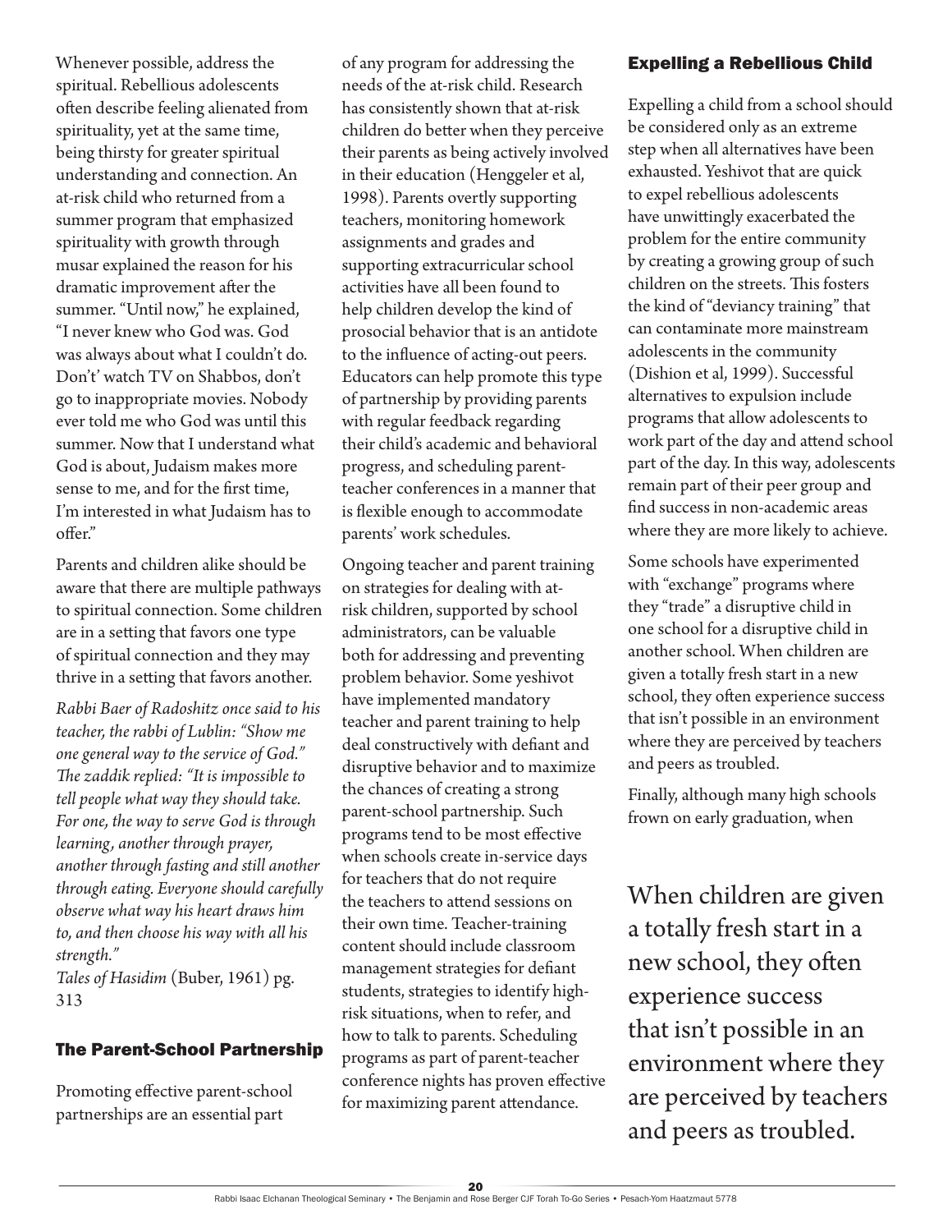Whenever possible, address the spiritual. Rebellious adolescents often describe feeling alienated from spirituality, yet at the same time, being thirsty for greater spiritual understanding and connection. An at-risk child who returned from a summer program that emphasized spirituality with growth through musar explained the reason for his dramatic improvement after the summer. "Until now," he explained, "I never knew who God was. God was always about what I couldn't do. Don't' watch TV on Shabbos, don't go to inappropriate movies. Nobody ever told me who God was until this summer. Now that I understand what God is about, Judaism makes more sense to me, and for the first time, I'm interested in what Judaism has to offer."

Parents and children alike should be aware that there are multiple pathways to spiritual connection. Some children are in a setting that favors one type of spiritual connection and they may thrive in a setting that favors another.

*Rabbi Baer of Radoshitz once said to his teacher, the rabbi of Lublin: "Show me one general way to the service of God." The zaddik replied: "It is impossible to tell people what way they should take. For one, the way to serve God is through learning, another through prayer, another through fasting and still another through eating. Everyone should carefully observe what way his heart draws him to, and then choose his way with all his strength."*
*Tales of Hasidim* (Buber, 1961) pg. 313

## The Parent-School Partnership

Promoting effective parent-school partnerships are an essential part of any program for addressing the needs of the at-risk child. Research has consistently shown that at-risk children do better when they perceive their parents as being actively involved in their education (Henggeler et al, 1998). Parents overtly supporting teachers, monitoring homework assignments and grades and supporting extracurricular school activities have all been found to help children develop the kind of prosocial behavior that is an antidote to the influence of acting-out peers. Educators can help promote this type of partnership by providing parents with regular feedback regarding their child's academic and behavioral progress, and scheduling parent-teacher conferences in a manner that is flexible enough to accommodate parents' work schedules.

Ongoing teacher and parent training on strategies for dealing with at-risk children, supported by school administrators, can be valuable both for addressing and preventing problem behavior. Some yeshivot have implemented mandatory teacher and parent training to help deal constructively with defiant and disruptive behavior and to maximize the chances of creating a strong parent-school partnership. Such programs tend to be most effective when schools create in-service days for teachers that do not require the teachers to attend sessions on their own time. Teacher-training content should include classroom management strategies for defiant students, strategies to identify high-risk situations, when to refer, and how to talk to parents. Scheduling programs as part of parent-teacher conference nights has proven effective for maximizing parent attendance.

## Expelling a Rebellious Child

Expelling a child from a school should be considered only as an extreme step when all alternatives have been exhausted. Yeshivot that are quick to expel rebellious adolescents have unwittingly exacerbated the problem for the entire community by creating a growing group of such children on the streets. This fosters the kind of "deviancy training" that can contaminate more mainstream adolescents in the community (Dishion et al, 1999). Successful alternatives to expulsion include programs that allow adolescents to work part of the day and attend school part of the day. In this way, adolescents remain part of their peer group and find success in non-academic areas where they are more likely to achieve.

Some schools have experimented with "exchange" programs where they "trade" a disruptive child in one school for a disruptive child in another school. When children are given a totally fresh start in a new school, they often experience success that isn't possible in an environment where they are perceived by teachers and peers as troubled.

Finally, although many high schools frown on early graduation, when

> When children are given a totally fresh start in a new school, they often experience success that isn't possible in an environment where they are perceived by teachers and peers as troubled.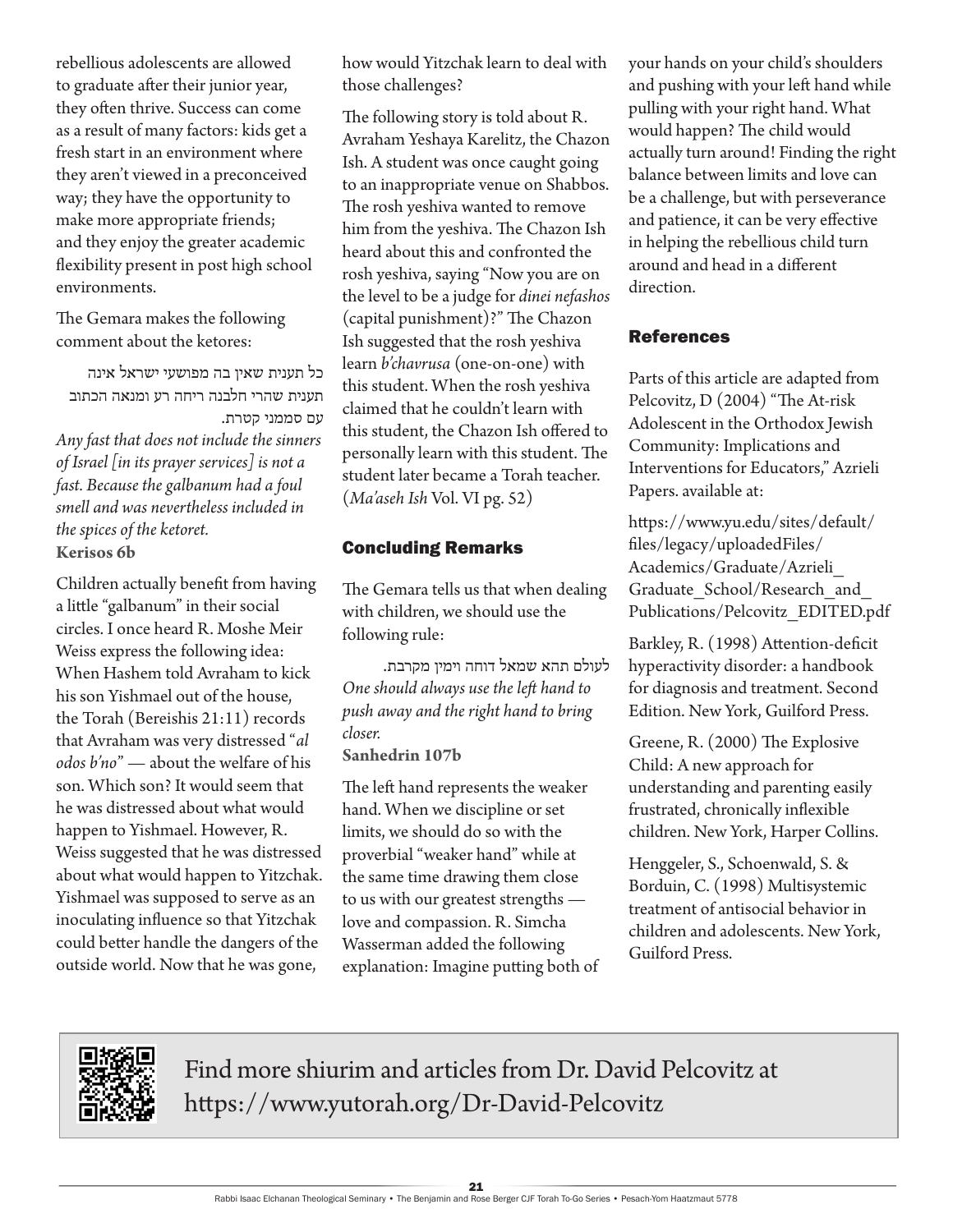rebellious adolescents are allowed to graduate after their junior year, they often thrive. Success can come as a result of many factors: kids get a fresh start in an environment where they aren't viewed in a preconceived way; they have the opportunity to make more appropriate friends; and they enjoy the greater academic flexibility present in post high school environments.

The Gemara makes the following comment about the ketores:

כל תענית שאין בה מפושעי ישראל אינה תענית שהרי חלבנה ריחה רע ומנאה הכתוב עם סממני קטרת.

*Any fast that does not include the sinners of Israel [in its prayer services] is not a fast. Because the galbanum had a foul smell and was nevertheless included in the spices of the ketoret.*
**Kerisos 6b**

Children actually benefit from having a little "galbanum" in their social circles. I once heard R. Moshe Meir Weiss express the following idea: When Hashem told Avraham to kick his son Yishmael out of the house, the Torah (Bereishis 21:11) records that Avraham was very distressed "*al odos b'no*" — about the welfare of his son. Which son? It would seem that he was distressed about what would happen to Yishmael. However, R. Weiss suggested that he was distressed about what would happen to Yitzchak. Yishmael was supposed to serve as an inoculating influence so that Yitzchak could better handle the dangers of the outside world. Now that he was gone, how would Yitzchak learn to deal with those challenges?

The following story is told about R. Avraham Yeshaya Karelitz, the Chazon Ish. A student was once caught going to an inappropriate venue on Shabbos. The rosh yeshiva wanted to remove him from the yeshiva. The Chazon Ish heard about this and confronted the rosh yeshiva, saying "Now you are on the level to be a judge for *dinei nefashos* (capital punishment)?" The Chazon Ish suggested that the rosh yeshiva learn *b'chavrusa* (one-on-one) with this student. When the rosh yeshiva claimed that he couldn't learn with this student, the Chazon Ish offered to personally learn with this student. The student later became a Torah teacher. (*Ma'aseh Ish* Vol. VI pg. 52)

## Concluding Remarks

The Gemara tells us that when dealing with children, we should use the following rule:

לעולם תהא שמאל דוחה וימין מקרבת.

*One should always use the left hand to push away and the right hand to bring closer.*
**Sanhedrin 107b**

The left hand represents the weaker hand. When we discipline or set limits, we should do so with the proverbial "weaker hand" while at the same time drawing them close to us with our greatest strengths — love and compassion. R. Simcha Wasserman added the following explanation: Imagine putting both of your hands on your child's shoulders and pushing with your left hand while pulling with your right hand. What would happen? The child would actually turn around! Finding the right balance between limits and love can be a challenge, but with perseverance and patience, it can be very effective in helping the rebellious child turn around and head in a different direction.

## References

Parts of this article are adapted from Pelcovitz, D (2004) "The At-risk Adolescent in the Orthodox Jewish Community: Implications and Interventions for Educators," Azrieli Papers. available at:

https://www.yu.edu/sites/default/files/legacy/uploadedFiles/Academics/Graduate/Azrieli_Graduate_School/Research_and_Publications/Pelcovitz_EDITED.pdf

Barkley, R. (1998) Attention-deficit hyperactivity disorder: a handbook for diagnosis and treatment. Second Edition. New York, Guilford Press.

Greene, R. (2000) The Explosive Child: A new approach for understanding and parenting easily frustrated, chronically inflexible children. New York, Harper Collins.

Henggeler, S., Schoenwald, S. & Borduin, C. (1998) Multisystemic treatment of antisocial behavior in children and adolescents. New York, Guilford Press.

Find more shiurim and articles from Dr. David Pelcovitz at https://www.yutorah.org/Dr-David-Pelcovitz